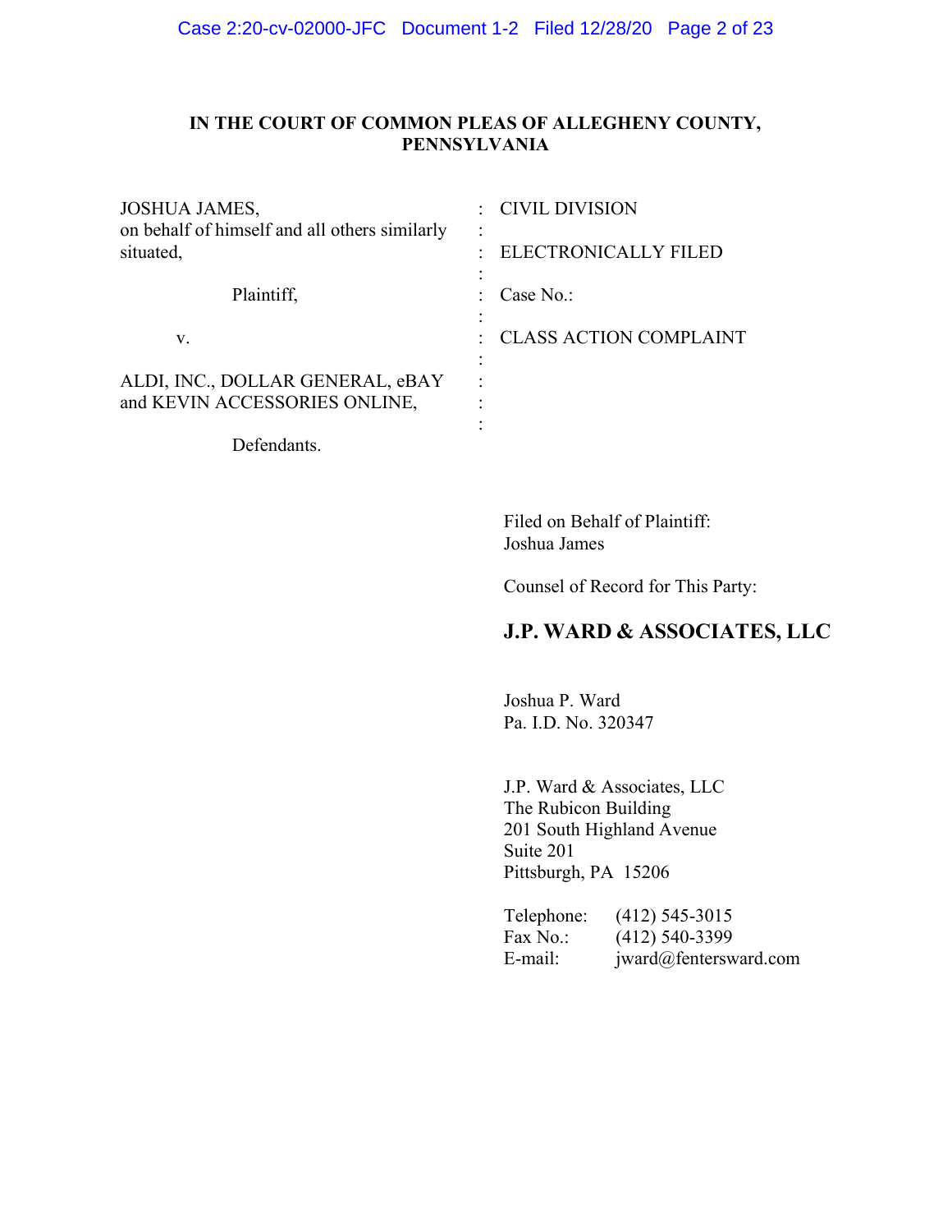**IN THE COURT OF COMMON PLEAS OF ALLEGHENY COUNTY, PENNSYLVANIA**

| | | |
|---|---|---|
| JOSHUA JAMES, on behalf of himself and all others similarly situated, | : | CIVIL DIVISION |
| | : | ELECTRONICALLY FILED |
| Plaintiff, | : | Case No.: |
| v. | : | CLASS ACTION COMPLAINT |
| ALDI, INC., DOLLAR GENERAL, eBAY and KEVIN ACCESSORIES ONLINE, | : | |
| Defendants. | | |

Filed on Behalf of Plaintiff:
Joshua James

Counsel of Record for This Party:

**J.P. WARD & ASSOCIATES, LLC**

Joshua P. Ward
Pa. I.D. No. 320347

J.P. Ward & Associates, LLC
The Rubicon Building
201 South Highland Avenue
Suite 201
Pittsburgh, PA 15206

Telephone: (412) 545-3015
Fax No.: (412) 540-3399
E-mail: jward@fentersward.com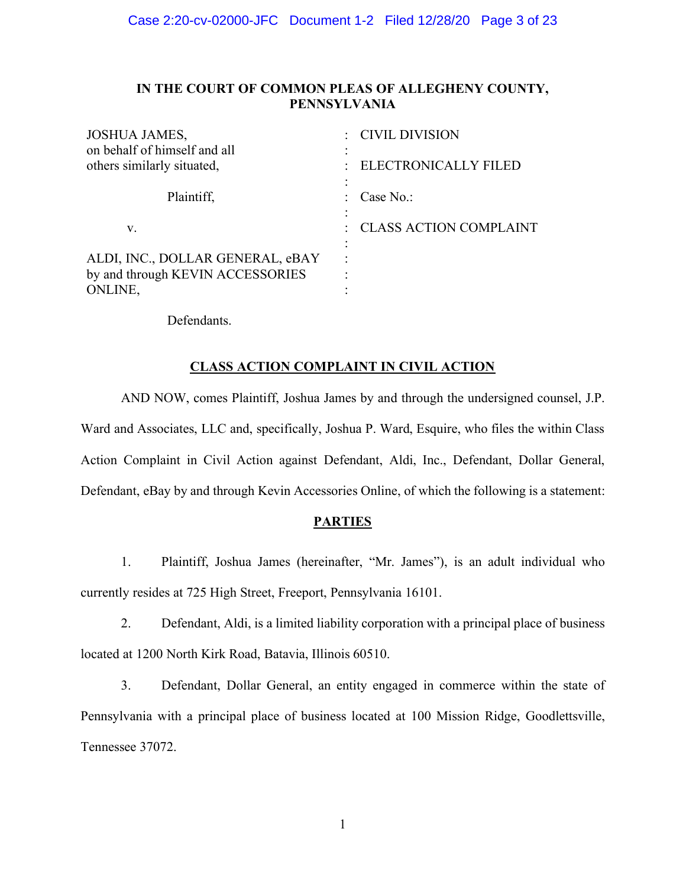**IN THE COURT OF COMMON PLEAS OF ALLEGHENY COUNTY, PENNSYLVANIA**

| | | |
|---|---|---|
| JOSHUA JAMES, on behalf of himself and all others similarly situated, | : | CIVIL DIVISION |
| | : | ELECTRONICALLY FILED |
| Plaintiff, | : | Case No.: |
| v. | : | CLASS ACTION COMPLAINT |
| ALDI, INC., DOLLAR GENERAL, eBAY by and through KEVIN ACCESSORIES ONLINE, | : | |
| Defendants. | | |

## CLASS ACTION COMPLAINT IN CIVIL ACTION

AND NOW, comes Plaintiff, Joshua James by and through the undersigned counsel, J.P. Ward and Associates, LLC and, specifically, Joshua P. Ward, Esquire, who files the within Class Action Complaint in Civil Action against Defendant, Aldi, Inc., Defendant, Dollar General, Defendant, eBay by and through Kevin Accessories Online, of which the following is a statement:

## PARTIES

1. Plaintiff, Joshua James (hereinafter, "Mr. James"), is an adult individual who currently resides at 725 High Street, Freeport, Pennsylvania 16101.

2. Defendant, Aldi, is a limited liability corporation with a principal place of business located at 1200 North Kirk Road, Batavia, Illinois 60510.

3. Defendant, Dollar General, an entity engaged in commerce within the state of Pennsylvania with a principal place of business located at 100 Mission Ridge, Goodlettsville, Tennessee 37072.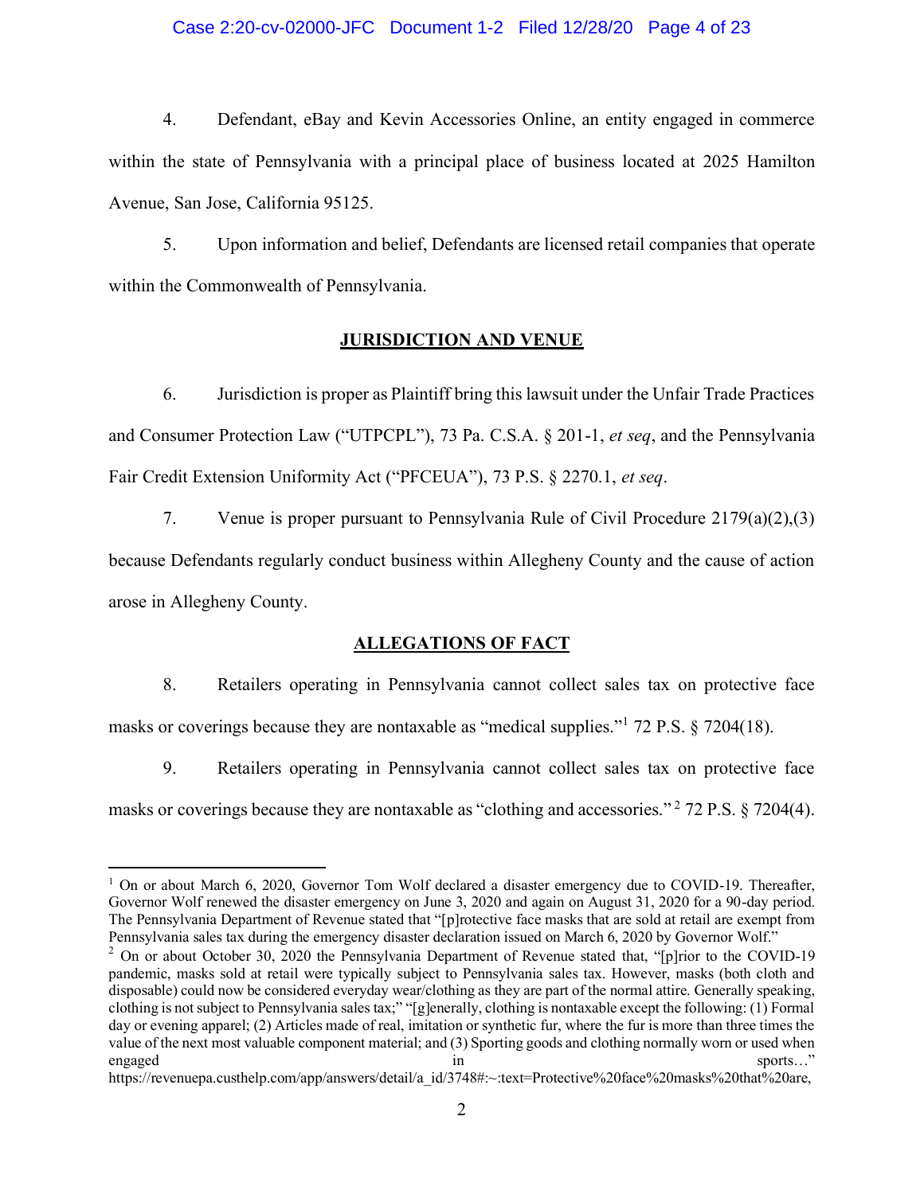4. Defendant, eBay and Kevin Accessories Online, an entity engaged in commerce within the state of Pennsylvania with a principal place of business located at 2025 Hamilton Avenue, San Jose, California 95125.

5. Upon information and belief, Defendants are licensed retail companies that operate within the Commonwealth of Pennsylvania.

## JURISDICTION AND VENUE

6. Jurisdiction is proper as Plaintiff bring this lawsuit under the Unfair Trade Practices and Consumer Protection Law ("UTPCPL"), 73 Pa. C.S.A. § 201-1, *et seq*, and the Pennsylvania Fair Credit Extension Uniformity Act ("PFCEUA"), 73 P.S. § 2270.1, *et seq*.

7. Venue is proper pursuant to Pennsylvania Rule of Civil Procedure 2179(a)(2),(3) because Defendants regularly conduct business within Allegheny County and the cause of action arose in Allegheny County.

## ALLEGATIONS OF FACT

8. Retailers operating in Pennsylvania cannot collect sales tax on protective face masks or coverings because they are nontaxable as "medical supplies."[1] 72 P.S. § 7204(18).

9. Retailers operating in Pennsylvania cannot collect sales tax on protective face masks or coverings because they are nontaxable as "clothing and accessories."[2] 72 P.S. § 7204(4).

---

[1] On or about March 6, 2020, Governor Tom Wolf declared a disaster emergency due to COVID-19. Thereafter, Governor Wolf renewed the disaster emergency on June 3, 2020 and again on August 31, 2020 for a 90-day period. The Pennsylvania Department of Revenue stated that "[p]rotective face masks that are sold at retail are exempt from Pennsylvania sales tax during the emergency disaster declaration issued on March 6, 2020 by Governor Wolf."

[2] On or about October 30, 2020 the Pennsylvania Department of Revenue stated that, "[p]rior to the COVID-19 pandemic, masks sold at retail were typically subject to Pennsylvania sales tax. However, masks (both cloth and disposable) could now be considered everyday wear/clothing as they are part of the normal attire. Generally speaking, clothing is not subject to Pennsylvania sales tax;" "[g]enerally, clothing is nontaxable except the following: (1) Formal day or evening apparel; (2) Articles made of real, imitation or synthetic fur, where the fur is more than three times the value of the next most valuable component material; and (3) Sporting goods and clothing normally worn or used when engaged in sports…" https://revenuepa.custhelp.com/app/answers/detail/a_id/3748#:~:text=Protective%20face%20masks%20that%20are,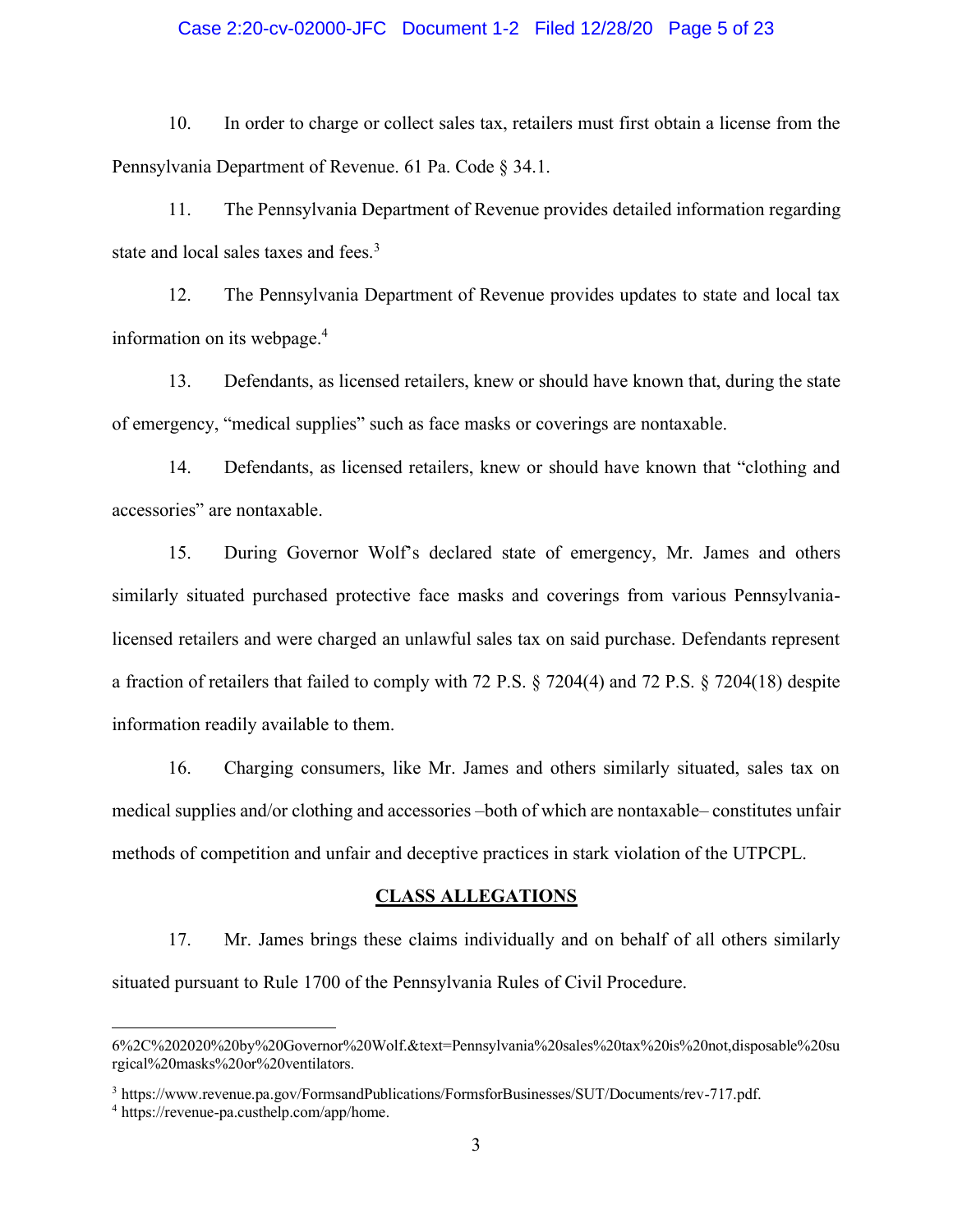10. In order to charge or collect sales tax, retailers must first obtain a license from the Pennsylvania Department of Revenue. 61 Pa. Code § 34.1.

11. The Pennsylvania Department of Revenue provides detailed information regarding state and local sales taxes and fees.[3]

12. The Pennsylvania Department of Revenue provides updates to state and local tax information on its webpage.[4]

13. Defendants, as licensed retailers, knew or should have known that, during the state of emergency, "medical supplies" such as face masks or coverings are nontaxable.

14. Defendants, as licensed retailers, knew or should have known that "clothing and accessories" are nontaxable.

15. During Governor Wolf's declared state of emergency, Mr. James and others similarly situated purchased protective face masks and coverings from various Pennsylvania-licensed retailers and were charged an unlawful sales tax on said purchase. Defendants represent a fraction of retailers that failed to comply with 72 P.S. § 7204(4) and 72 P.S. § 7204(18) despite information readily available to them.

16. Charging consumers, like Mr. James and others similarly situated, sales tax on medical supplies and/or clothing and accessories –both of which are nontaxable– constitutes unfair methods of competition and unfair and deceptive practices in stark violation of the UTPCPL.

## CLASS ALLEGATIONS

17. Mr. James brings these claims individually and on behalf of all others similarly situated pursuant to Rule 1700 of the Pennsylvania Rules of Civil Procedure.

---

6%2C%202020%20by%20Governor%20Wolf.&text=Pennsylvania%20sales%20tax%20is%20not,disposable%20surgical%20masks%20or%20ventilators.

[3] https://www.revenue.pa.gov/FormsandPublications/FormsforBusinesses/SUT/Documents/rev-717.pdf.

[4] https://revenue-pa.custhelp.com/app/home.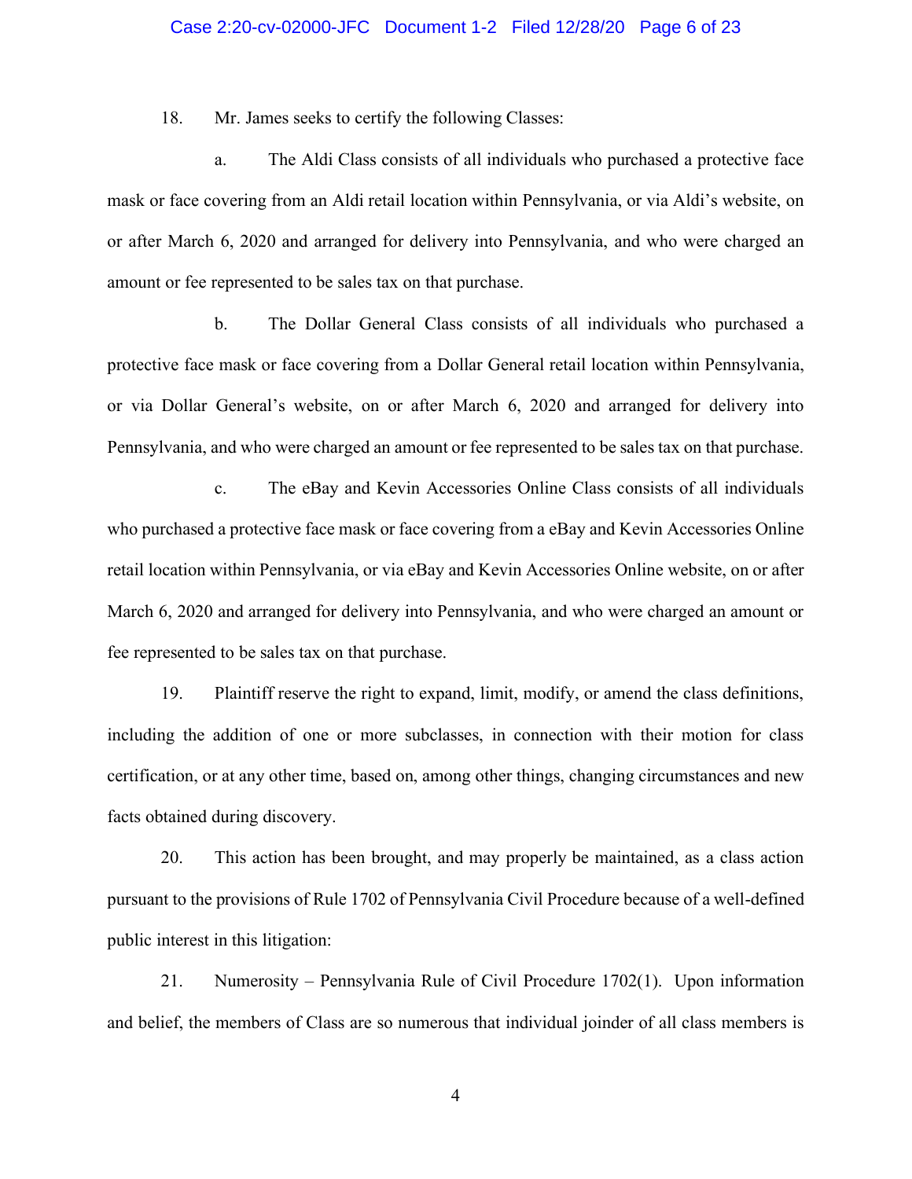18. Mr. James seeks to certify the following Classes:

a. The Aldi Class consists of all individuals who purchased a protective face mask or face covering from an Aldi retail location within Pennsylvania, or via Aldi's website, on or after March 6, 2020 and arranged for delivery into Pennsylvania, and who were charged an amount or fee represented to be sales tax on that purchase.

b. The Dollar General Class consists of all individuals who purchased a protective face mask or face covering from a Dollar General retail location within Pennsylvania, or via Dollar General's website, on or after March 6, 2020 and arranged for delivery into Pennsylvania, and who were charged an amount or fee represented to be sales tax on that purchase.

c. The eBay and Kevin Accessories Online Class consists of all individuals who purchased a protective face mask or face covering from a eBay and Kevin Accessories Online retail location within Pennsylvania, or via eBay and Kevin Accessories Online website, on or after March 6, 2020 and arranged for delivery into Pennsylvania, and who were charged an amount or fee represented to be sales tax on that purchase.

19. Plaintiff reserve the right to expand, limit, modify, or amend the class definitions, including the addition of one or more subclasses, in connection with their motion for class certification, or at any other time, based on, among other things, changing circumstances and new facts obtained during discovery.

20. This action has been brought, and may properly be maintained, as a class action pursuant to the provisions of Rule 1702 of Pennsylvania Civil Procedure because of a well-defined public interest in this litigation:

21. Numerosity – Pennsylvania Rule of Civil Procedure 1702(1). Upon information and belief, the members of Class are so numerous that individual joinder of all class members is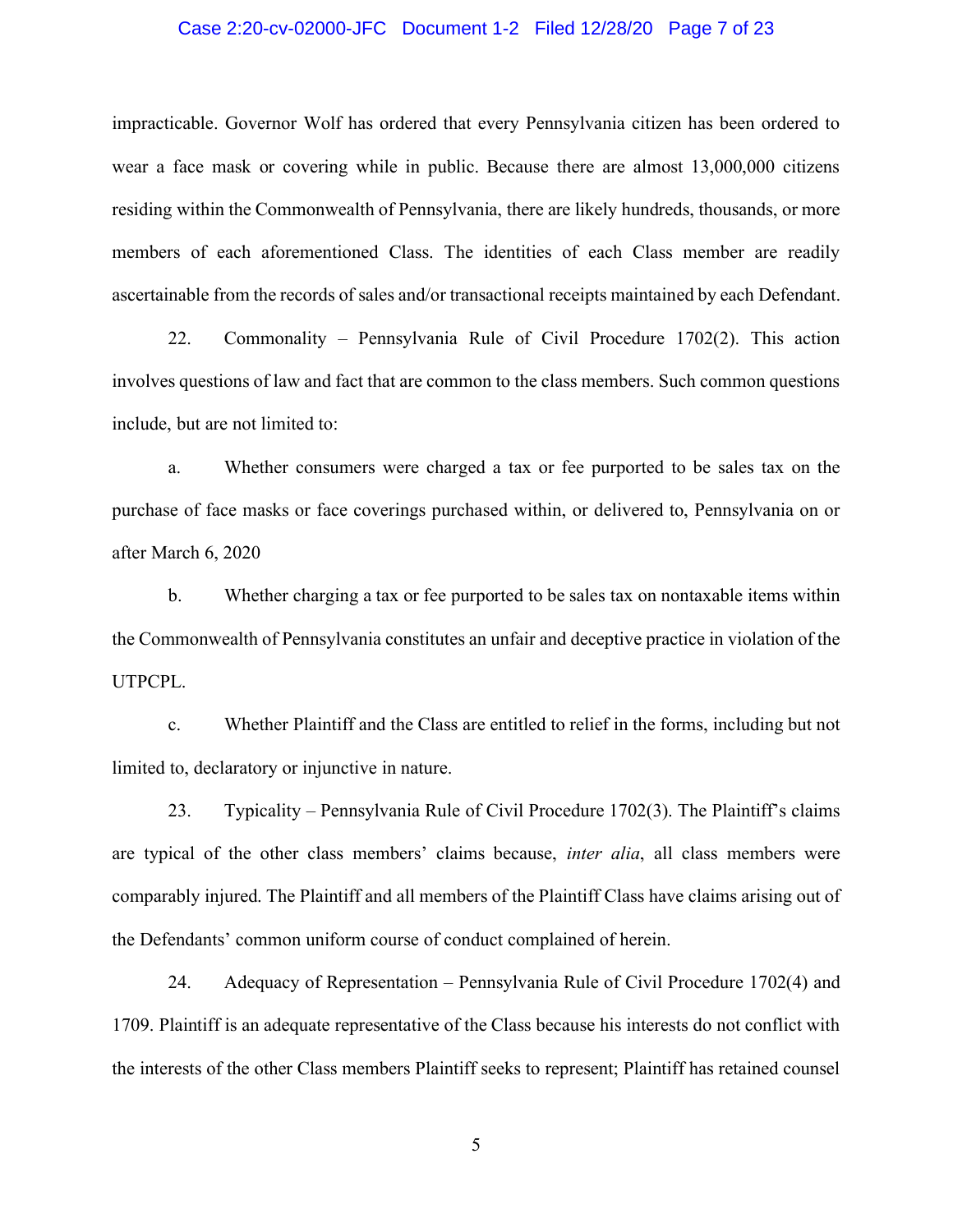impracticable. Governor Wolf has ordered that every Pennsylvania citizen has been ordered to wear a face mask or covering while in public. Because there are almost 13,000,000 citizens residing within the Commonwealth of Pennsylvania, there are likely hundreds, thousands, or more members of each aforementioned Class. The identities of each Class member are readily ascertainable from the records of sales and/or transactional receipts maintained by each Defendant.

22. Commonality – Pennsylvania Rule of Civil Procedure 1702(2). This action involves questions of law and fact that are common to the class members. Such common questions include, but are not limited to:

a. Whether consumers were charged a tax or fee purported to be sales tax on the purchase of face masks or face coverings purchased within, or delivered to, Pennsylvania on or after March 6, 2020

b. Whether charging a tax or fee purported to be sales tax on nontaxable items within the Commonwealth of Pennsylvania constitutes an unfair and deceptive practice in violation of the UTPCPL.

c. Whether Plaintiff and the Class are entitled to relief in the forms, including but not limited to, declaratory or injunctive in nature.

23. Typicality – Pennsylvania Rule of Civil Procedure 1702(3). The Plaintiff's claims are typical of the other class members' claims because, *inter alia*, all class members were comparably injured. The Plaintiff and all members of the Plaintiff Class have claims arising out of the Defendants' common uniform course of conduct complained of herein.

24. Adequacy of Representation – Pennsylvania Rule of Civil Procedure 1702(4) and 1709. Plaintiff is an adequate representative of the Class because his interests do not conflict with the interests of the other Class members Plaintiff seeks to represent; Plaintiff has retained counsel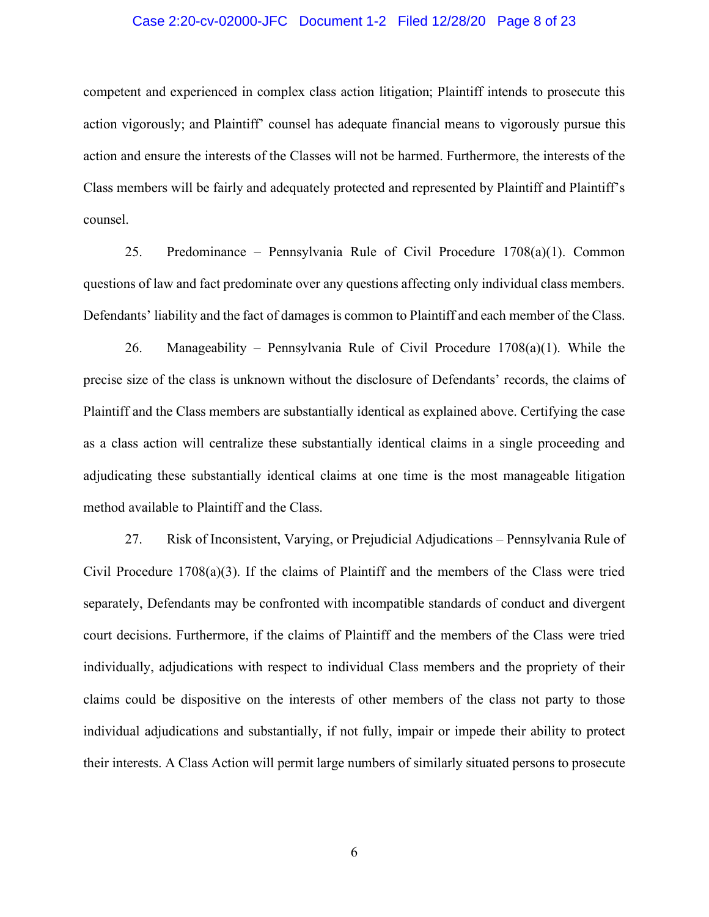competent and experienced in complex class action litigation; Plaintiff intends to prosecute this action vigorously; and Plaintiff' counsel has adequate financial means to vigorously pursue this action and ensure the interests of the Classes will not be harmed. Furthermore, the interests of the Class members will be fairly and adequately protected and represented by Plaintiff and Plaintiff's counsel.

25. Predominance – Pennsylvania Rule of Civil Procedure 1708(a)(1). Common questions of law and fact predominate over any questions affecting only individual class members. Defendants' liability and the fact of damages is common to Plaintiff and each member of the Class.

26. Manageability – Pennsylvania Rule of Civil Procedure 1708(a)(1). While the precise size of the class is unknown without the disclosure of Defendants' records, the claims of Plaintiff and the Class members are substantially identical as explained above. Certifying the case as a class action will centralize these substantially identical claims in a single proceeding and adjudicating these substantially identical claims at one time is the most manageable litigation method available to Plaintiff and the Class.

27. Risk of Inconsistent, Varying, or Prejudicial Adjudications – Pennsylvania Rule of Civil Procedure 1708(a)(3). If the claims of Plaintiff and the members of the Class were tried separately, Defendants may be confronted with incompatible standards of conduct and divergent court decisions. Furthermore, if the claims of Plaintiff and the members of the Class were tried individually, adjudications with respect to individual Class members and the propriety of their claims could be dispositive on the interests of other members of the class not party to those individual adjudications and substantially, if not fully, impair or impede their ability to protect their interests. A Class Action will permit large numbers of similarly situated persons to prosecute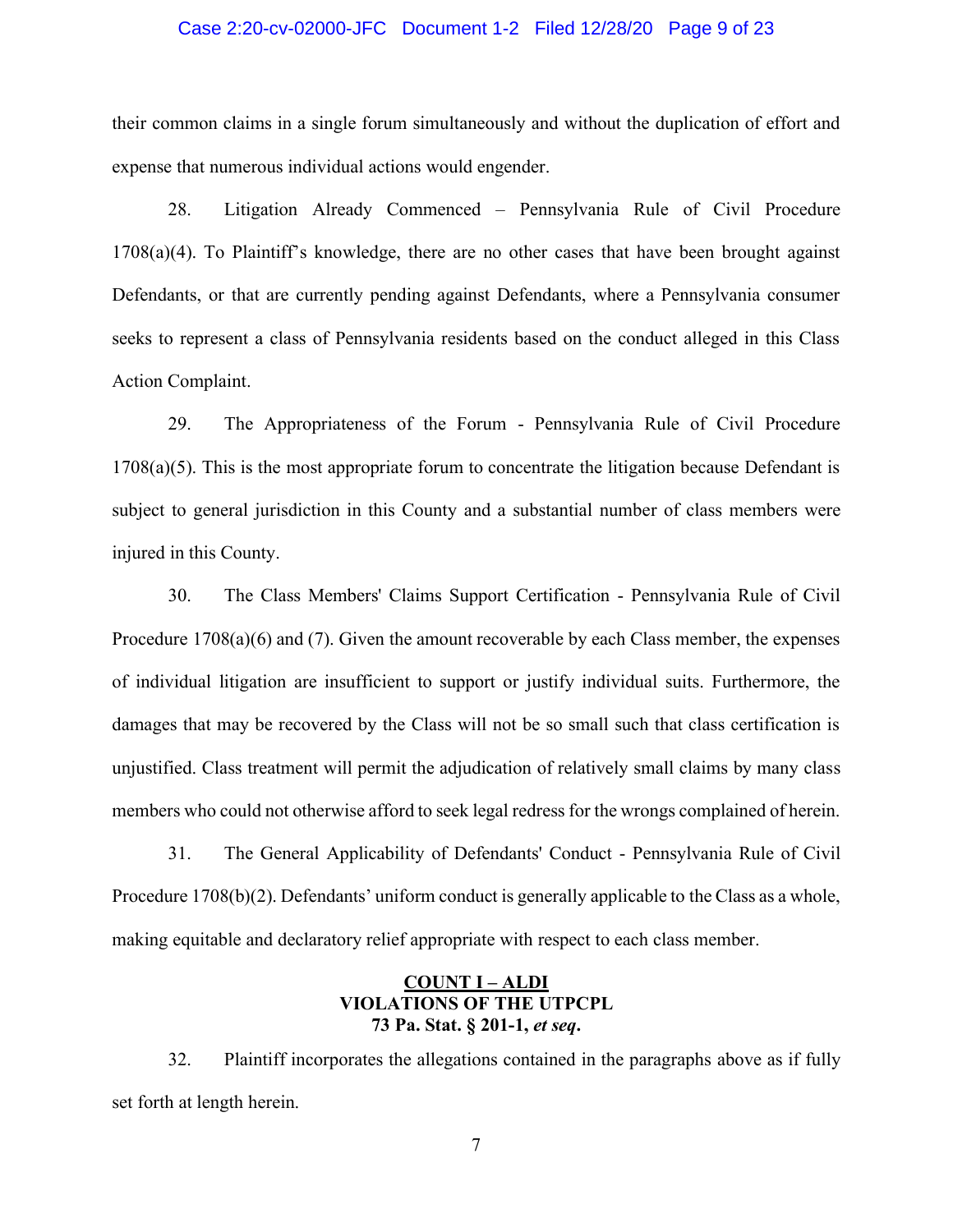their common claims in a single forum simultaneously and without the duplication of effort and expense that numerous individual actions would engender.

28. Litigation Already Commenced – Pennsylvania Rule of Civil Procedure 1708(a)(4). To Plaintiff's knowledge, there are no other cases that have been brought against Defendants, or that are currently pending against Defendants, where a Pennsylvania consumer seeks to represent a class of Pennsylvania residents based on the conduct alleged in this Class Action Complaint.

29. The Appropriateness of the Forum - Pennsylvania Rule of Civil Procedure 1708(a)(5). This is the most appropriate forum to concentrate the litigation because Defendant is subject to general jurisdiction in this County and a substantial number of class members were injured in this County.

30. The Class Members' Claims Support Certification - Pennsylvania Rule of Civil Procedure 1708(a)(6) and (7). Given the amount recoverable by each Class member, the expenses of individual litigation are insufficient to support or justify individual suits. Furthermore, the damages that may be recovered by the Class will not be so small such that class certification is unjustified. Class treatment will permit the adjudication of relatively small claims by many class members who could not otherwise afford to seek legal redress for the wrongs complained of herein.

31. The General Applicability of Defendants' Conduct - Pennsylvania Rule of Civil Procedure 1708(b)(2). Defendants' uniform conduct is generally applicable to the Class as a whole, making equitable and declaratory relief appropriate with respect to each class member.

**COUNT I – ALDI**
**VIOLATIONS OF THE UTPCPL**
**73 Pa. Stat. § 201-1, *et seq*.**

32. Plaintiff incorporates the allegations contained in the paragraphs above as if fully set forth at length herein.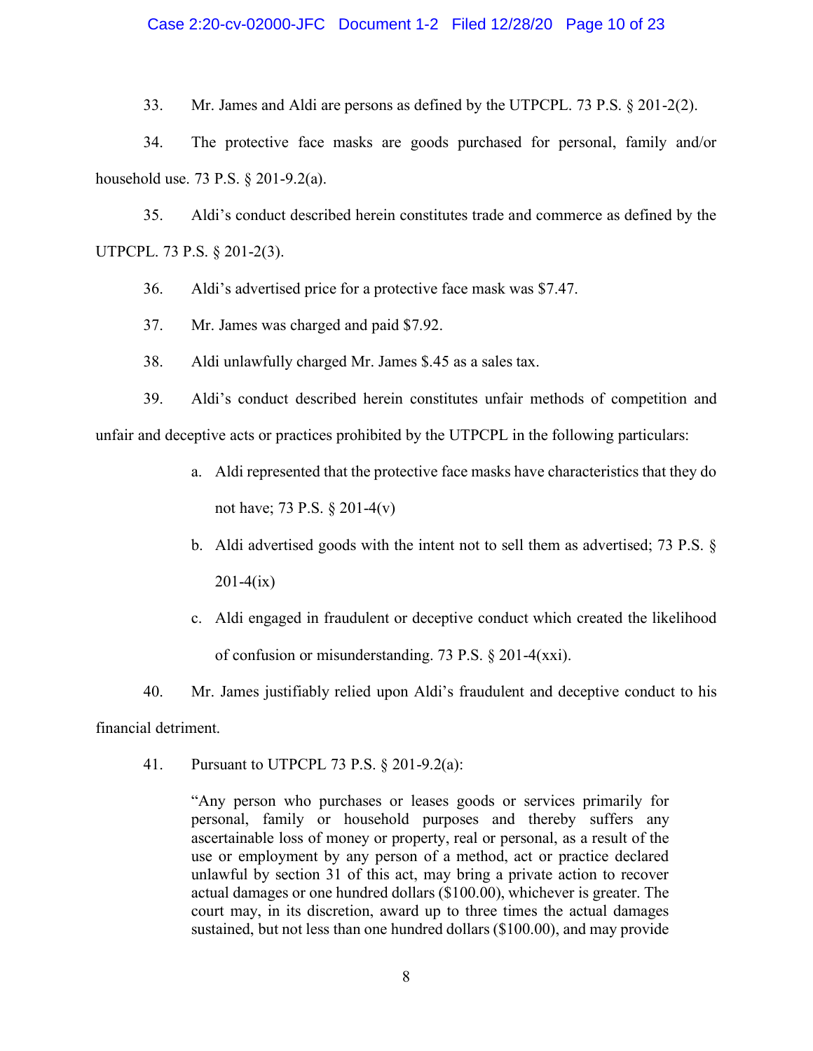33. Mr. James and Aldi are persons as defined by the UTPCPL. 73 P.S. § 201-2(2).

34. The protective face masks are goods purchased for personal, family and/or household use. 73 P.S. § 201-9.2(a).

35. Aldi's conduct described herein constitutes trade and commerce as defined by the UTPCPL. 73 P.S. § 201-2(3).

36. Aldi's advertised price for a protective face mask was $7.47.

37. Mr. James was charged and paid $7.92.

38. Aldi unlawfully charged Mr. James $.45 as a sales tax.

39. Aldi's conduct described herein constitutes unfair methods of competition and unfair and deceptive acts or practices prohibited by the UTPCPL in the following particulars:

   a. Aldi represented that the protective face masks have characteristics that they do not have; 73 P.S. § 201-4(v)

   b. Aldi advertised goods with the intent not to sell them as advertised; 73 P.S. § 201-4(ix)

   c. Aldi engaged in fraudulent or deceptive conduct which created the likelihood of confusion or misunderstanding. 73 P.S. § 201-4(xxi).

40. Mr. James justifiably relied upon Aldi's fraudulent and deceptive conduct to his financial detriment.

41. Pursuant to UTPCPL 73 P.S. § 201-9.2(a):

> "Any person who purchases or leases goods or services primarily for personal, family or household purposes and thereby suffers any ascertainable loss of money or property, real or personal, as a result of the use or employment by any person of a method, act or practice declared unlawful by section 31 of this act, may bring a private action to recover actual damages or one hundred dollars ($100.00), whichever is greater. The court may, in its discretion, award up to three times the actual damages sustained, but not less than one hundred dollars ($100.00), and may provide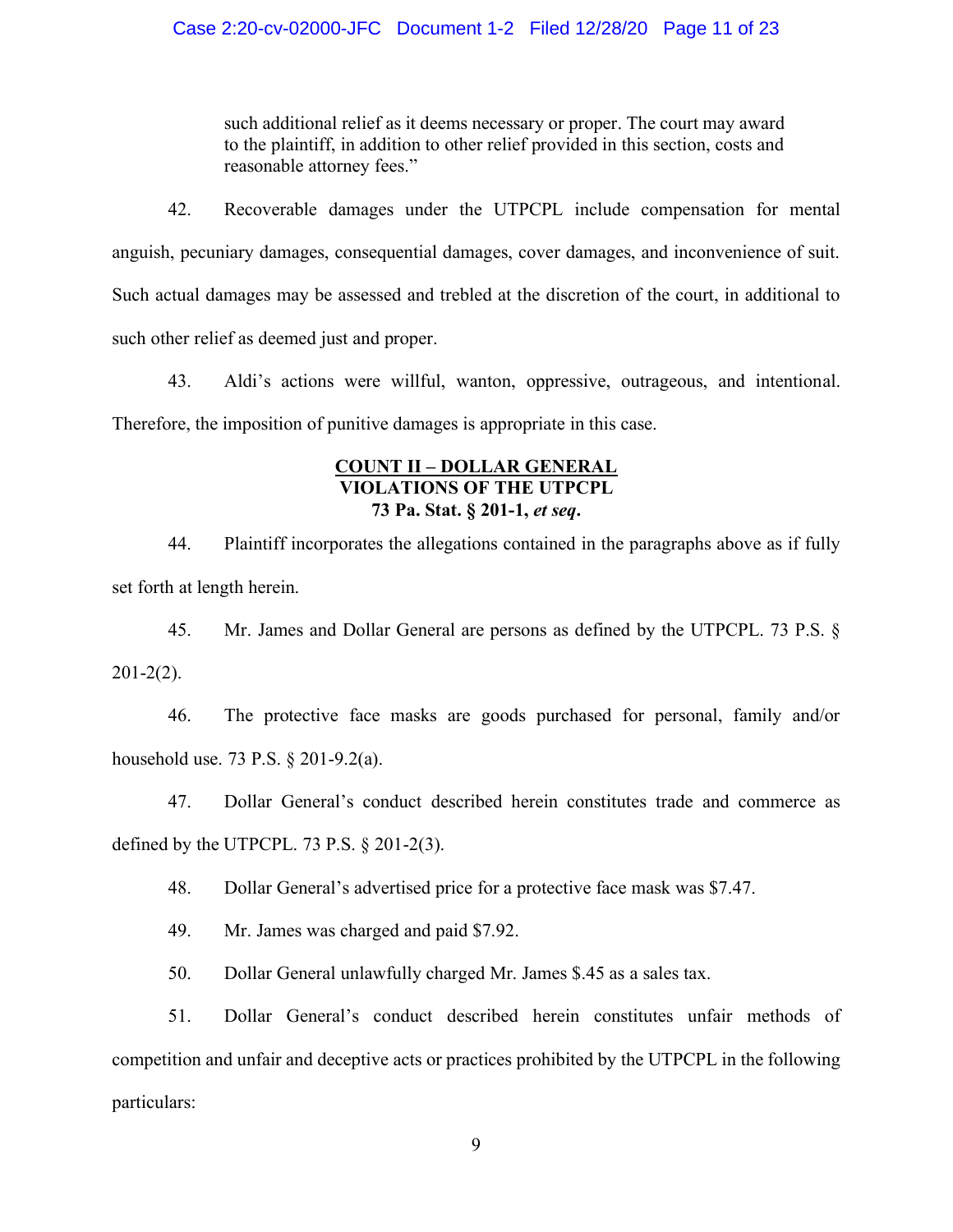such additional relief as it deems necessary or proper. The court may award to the plaintiff, in addition to other relief provided in this section, costs and reasonable attorney fees."

42. Recoverable damages under the UTPCPL include compensation for mental anguish, pecuniary damages, consequential damages, cover damages, and inconvenience of suit. Such actual damages may be assessed and trebled at the discretion of the court, in additional to such other relief as deemed just and proper.

43. Aldi's actions were willful, wanton, oppressive, outrageous, and intentional. Therefore, the imposition of punitive damages is appropriate in this case.

**COUNT II – DOLLAR GENERAL**
**VIOLATIONS OF THE UTPCPL**
**73 Pa. Stat. § 201-1, *et seq*.**

44. Plaintiff incorporates the allegations contained in the paragraphs above as if fully set forth at length herein.

45. Mr. James and Dollar General are persons as defined by the UTPCPL. 73 P.S. § 201-2(2).

46. The protective face masks are goods purchased for personal, family and/or household use. 73 P.S. § 201-9.2(a).

47. Dollar General's conduct described herein constitutes trade and commerce as defined by the UTPCPL. 73 P.S. § 201-2(3).

48. Dollar General's advertised price for a protective face mask was $7.47.

49. Mr. James was charged and paid $7.92.

50. Dollar General unlawfully charged Mr. James $.45 as a sales tax.

51. Dollar General's conduct described herein constitutes unfair methods of competition and unfair and deceptive acts or practices prohibited by the UTPCPL in the following particulars: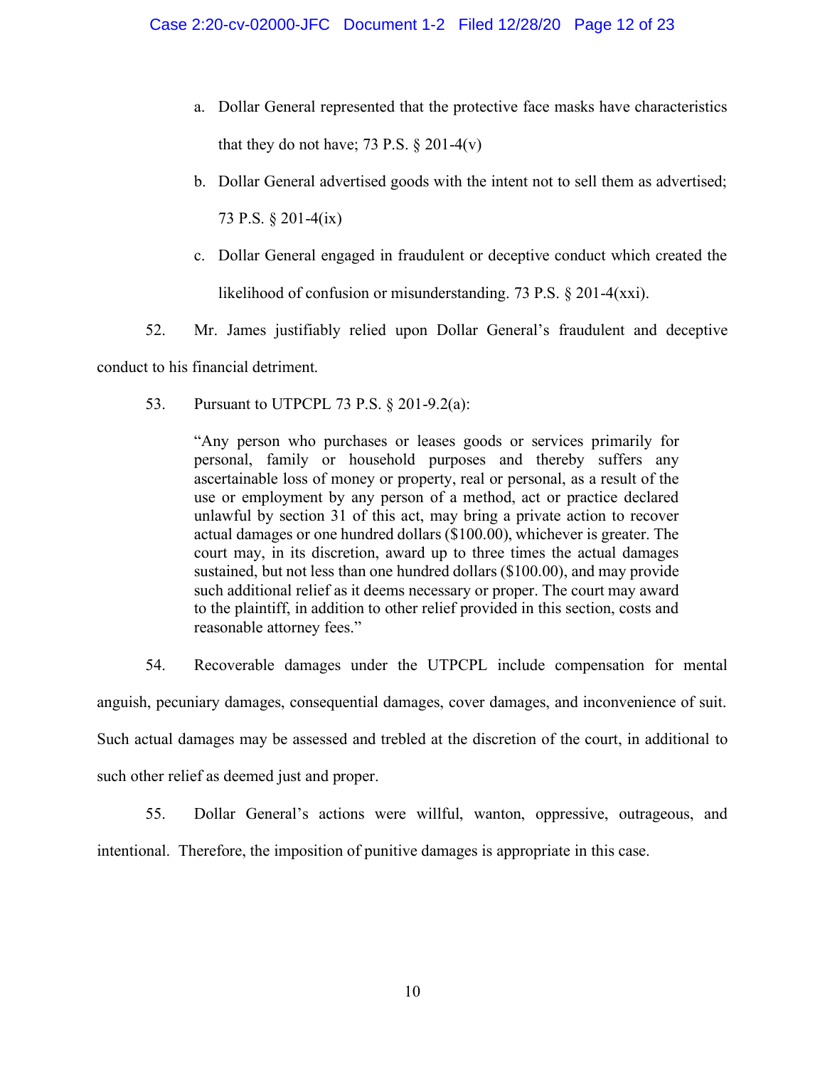a. Dollar General represented that the protective face masks have characteristics that they do not have; 73 P.S. § 201-4(v)

b. Dollar General advertised goods with the intent not to sell them as advertised; 73 P.S. § 201-4(ix)

c. Dollar General engaged in fraudulent or deceptive conduct which created the likelihood of confusion or misunderstanding. 73 P.S. § 201-4(xxi).

52. Mr. James justifiably relied upon Dollar General's fraudulent and deceptive conduct to his financial detriment.

53. Pursuant to UTPCPL 73 P.S. § 201-9.2(a):

> "Any person who purchases or leases goods or services primarily for personal, family or household purposes and thereby suffers any ascertainable loss of money or property, real or personal, as a result of the use or employment by any person of a method, act or practice declared unlawful by section 31 of this act, may bring a private action to recover actual damages or one hundred dollars ($100.00), whichever is greater. The court may, in its discretion, award up to three times the actual damages sustained, but not less than one hundred dollars ($100.00), and may provide such additional relief as it deems necessary or proper. The court may award to the plaintiff, in addition to other relief provided in this section, costs and reasonable attorney fees."

54. Recoverable damages under the UTPCPL include compensation for mental anguish, pecuniary damages, consequential damages, cover damages, and inconvenience of suit. Such actual damages may be assessed and trebled at the discretion of the court, in additional to such other relief as deemed just and proper.

55. Dollar General's actions were willful, wanton, oppressive, outrageous, and intentional. Therefore, the imposition of punitive damages is appropriate in this case.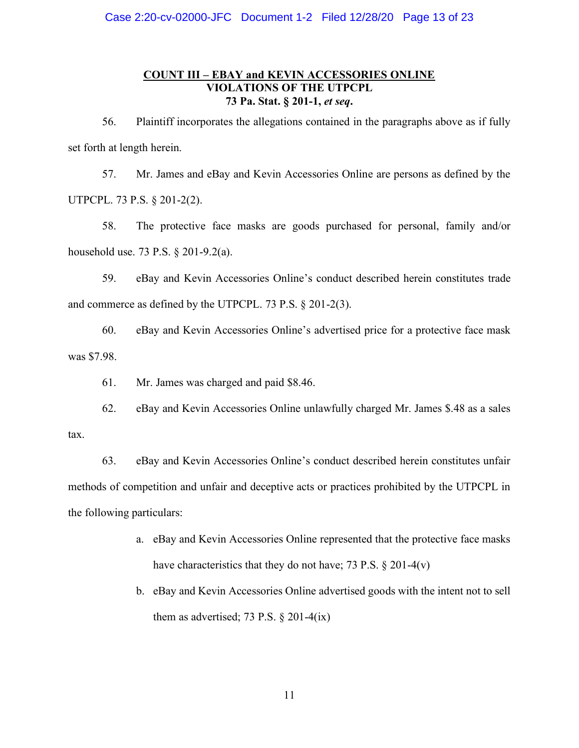## COUNT III – EBAY and KEVIN ACCESSORIES ONLINE
## VIOLATIONS OF THE UTPCPL
## 73 Pa. Stat. § 201-1, *et seq*.

56. Plaintiff incorporates the allegations contained in the paragraphs above as if fully set forth at length herein.

57. Mr. James and eBay and Kevin Accessories Online are persons as defined by the UTPCPL. 73 P.S. § 201-2(2).

58. The protective face masks are goods purchased for personal, family and/or household use. 73 P.S. § 201-9.2(a).

59. eBay and Kevin Accessories Online's conduct described herein constitutes trade and commerce as defined by the UTPCPL. 73 P.S. § 201-2(3).

60. eBay and Kevin Accessories Online's advertised price for a protective face mask was $7.98.

61. Mr. James was charged and paid $8.46.

62. eBay and Kevin Accessories Online unlawfully charged Mr. James $.48 as a sales tax.

63. eBay and Kevin Accessories Online's conduct described herein constitutes unfair methods of competition and unfair and deceptive acts or practices prohibited by the UTPCPL in the following particulars:

a. eBay and Kevin Accessories Online represented that the protective face masks have characteristics that they do not have; 73 P.S. § 201-4(v)

b. eBay and Kevin Accessories Online advertised goods with the intent not to sell them as advertised; 73 P.S. § 201-4(ix)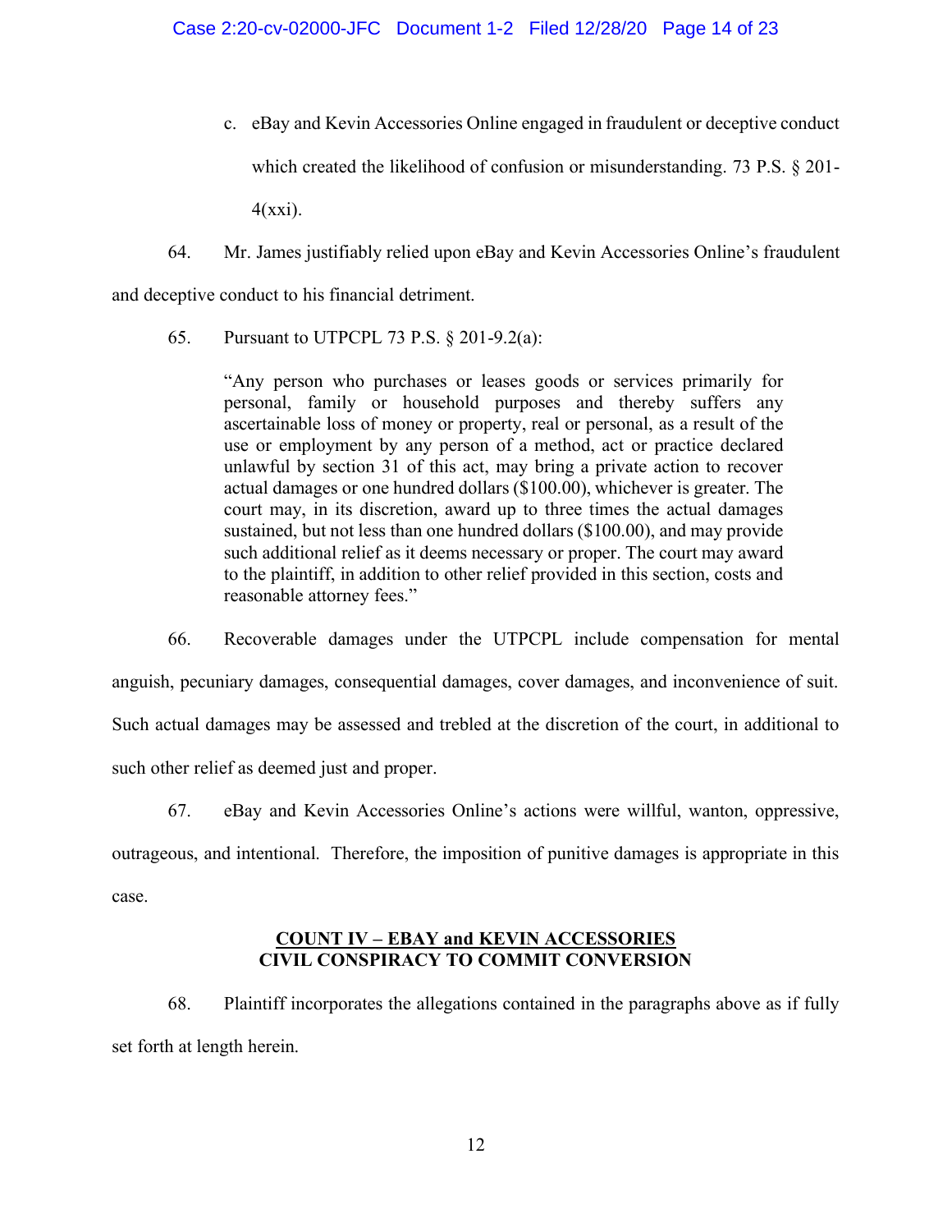c. eBay and Kevin Accessories Online engaged in fraudulent or deceptive conduct which created the likelihood of confusion or misunderstanding. 73 P.S. § 201-4(xxi).

64. Mr. James justifiably relied upon eBay and Kevin Accessories Online's fraudulent and deceptive conduct to his financial detriment.

65. Pursuant to UTPCPL 73 P.S. § 201-9.2(a):

> "Any person who purchases or leases goods or services primarily for personal, family or household purposes and thereby suffers any ascertainable loss of money or property, real or personal, as a result of the use or employment by any person of a method, act or practice declared unlawful by section 31 of this act, may bring a private action to recover actual damages or one hundred dollars ($100.00), whichever is greater. The court may, in its discretion, award up to three times the actual damages sustained, but not less than one hundred dollars ($100.00), and may provide such additional relief as it deems necessary or proper. The court may award to the plaintiff, in addition to other relief provided in this section, costs and reasonable attorney fees."

66. Recoverable damages under the UTPCPL include compensation for mental anguish, pecuniary damages, consequential damages, cover damages, and inconvenience of suit. Such actual damages may be assessed and trebled at the discretion of the court, in additional to such other relief as deemed just and proper.

67. eBay and Kevin Accessories Online's actions were willful, wanton, oppressive, outrageous, and intentional. Therefore, the imposition of punitive damages is appropriate in this case.

## COUNT IV – EBAY and KEVIN ACCESSORIES CIVIL CONSPIRACY TO COMMIT CONVERSION

68. Plaintiff incorporates the allegations contained in the paragraphs above as if fully set forth at length herein.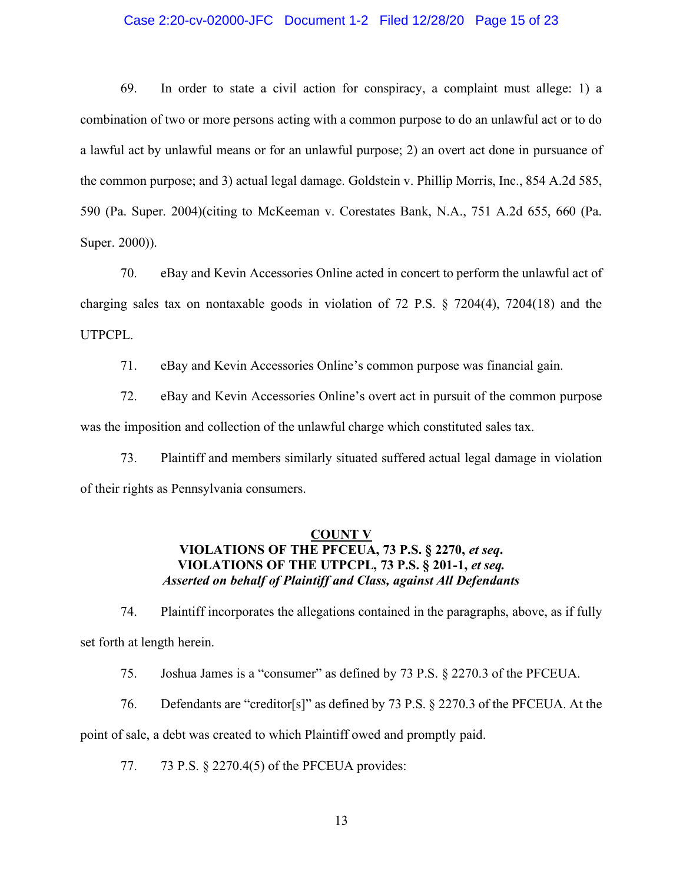69. In order to state a civil action for conspiracy, a complaint must allege: 1) a combination of two or more persons acting with a common purpose to do an unlawful act or to do a lawful act by unlawful means or for an unlawful purpose; 2) an overt act done in pursuance of the common purpose; and 3) actual legal damage. Goldstein v. Phillip Morris, Inc., 854 A.2d 585, 590 (Pa. Super. 2004)(citing to McKeeman v. Corestates Bank, N.A., 751 A.2d 655, 660 (Pa. Super. 2000)).

70. eBay and Kevin Accessories Online acted in concert to perform the unlawful act of charging sales tax on nontaxable goods in violation of 72 P.S. § 7204(4), 7204(18) and the UTPCPL.

71. eBay and Kevin Accessories Online's common purpose was financial gain.

72. eBay and Kevin Accessories Online's overt act in pursuit of the common purpose was the imposition and collection of the unlawful charge which constituted sales tax.

73. Plaintiff and members similarly situated suffered actual legal damage in violation of their rights as Pennsylvania consumers.

## COUNT V
### VIOLATIONS OF THE PFCEUA, 73 P.S. § 2270, *et seq*.
### VIOLATIONS OF THE UTPCPL, 73 P.S. § 201-1, *et seq.*
***Asserted on behalf of Plaintiff and Class, against All Defendants***

74. Plaintiff incorporates the allegations contained in the paragraphs, above, as if fully set forth at length herein.

75. Joshua James is a "consumer" as defined by 73 P.S. § 2270.3 of the PFCEUA.

76. Defendants are "creditor[s]" as defined by 73 P.S. § 2270.3 of the PFCEUA. At the point of sale, a debt was created to which Plaintiff owed and promptly paid.

77. 73 P.S. § 2270.4(5) of the PFCEUA provides: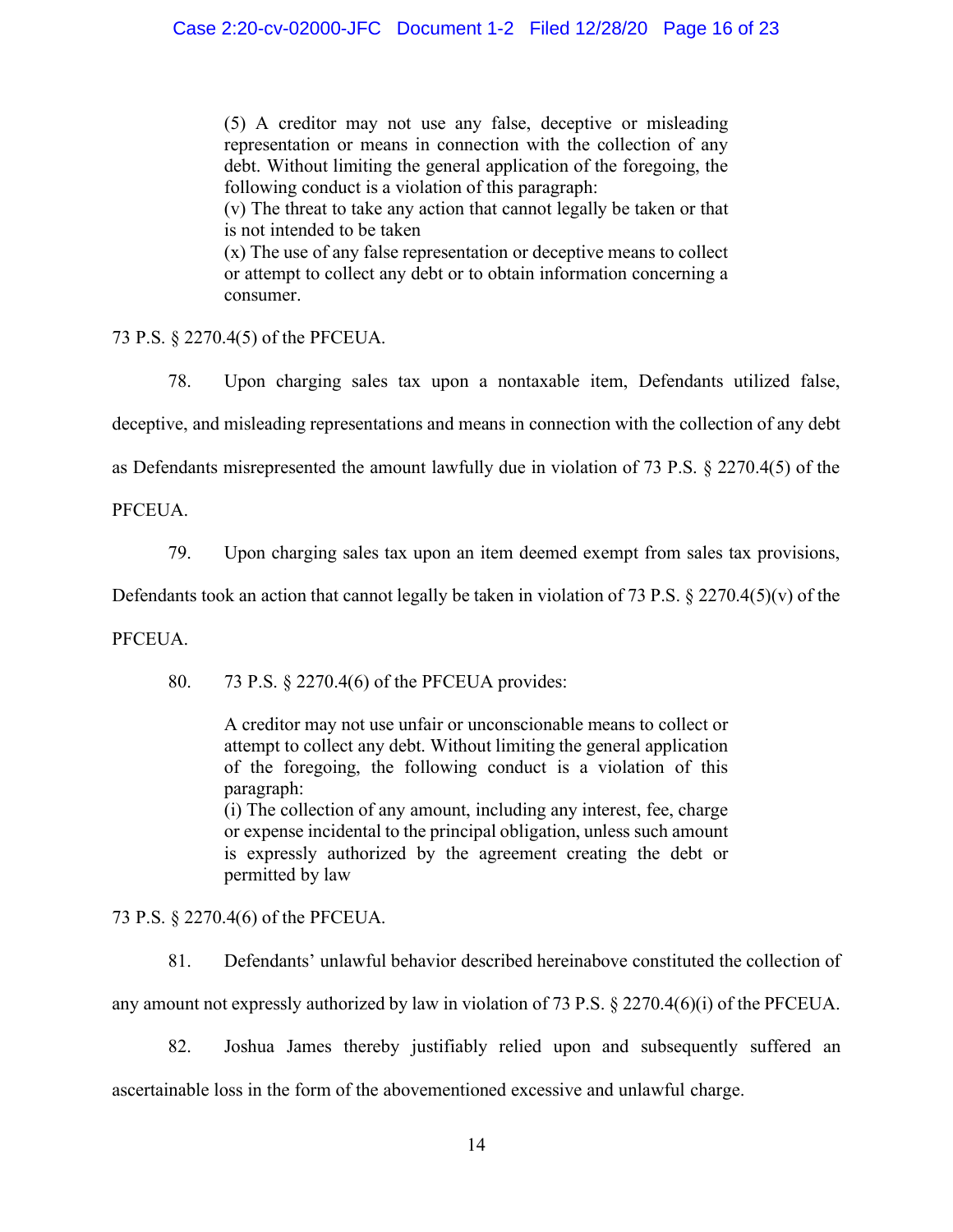> (5) A creditor may not use any false, deceptive or misleading representation or means in connection with the collection of any debt. Without limiting the general application of the foregoing, the following conduct is a violation of this paragraph:
> (v) The threat to take any action that cannot legally be taken or that is not intended to be taken
> (x) The use of any false representation or deceptive means to collect or attempt to collect any debt or to obtain information concerning a consumer.

73 P.S. § 2270.4(5) of the PFCEUA.

78. Upon charging sales tax upon a nontaxable item, Defendants utilized false, deceptive, and misleading representations and means in connection with the collection of any debt as Defendants misrepresented the amount lawfully due in violation of 73 P.S. § 2270.4(5) of the PFCEUA.

79. Upon charging sales tax upon an item deemed exempt from sales tax provisions, Defendants took an action that cannot legally be taken in violation of 73 P.S. § 2270.4(5)(v) of the PFCEUA.

80. 73 P.S. § 2270.4(6) of the PFCEUA provides:

> A creditor may not use unfair or unconscionable means to collect or attempt to collect any debt. Without limiting the general application of the foregoing, the following conduct is a violation of this paragraph:
> (i) The collection of any amount, including any interest, fee, charge or expense incidental to the principal obligation, unless such amount is expressly authorized by the agreement creating the debt or permitted by law

73 P.S. § 2270.4(6) of the PFCEUA.

81. Defendants' unlawful behavior described hereinabove constituted the collection of any amount not expressly authorized by law in violation of 73 P.S. § 2270.4(6)(i) of the PFCEUA.

82. Joshua James thereby justifiably relied upon and subsequently suffered an ascertainable loss in the form of the abovementioned excessive and unlawful charge.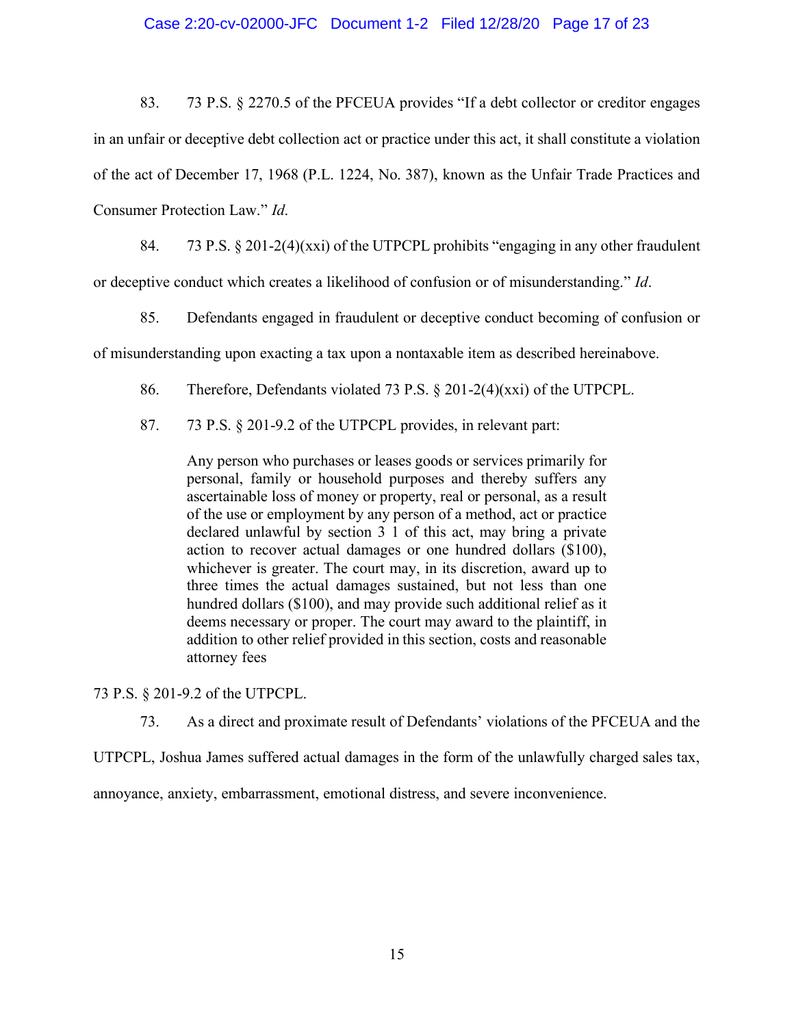83. 73 P.S. § 2270.5 of the PFCEUA provides "If a debt collector or creditor engages in an unfair or deceptive debt collection act or practice under this act, it shall constitute a violation of the act of December 17, 1968 (P.L. 1224, No. 387), known as the Unfair Trade Practices and Consumer Protection Law." *Id.*

84. 73 P.S. § 201-2(4)(xxi) of the UTPCPL prohibits "engaging in any other fraudulent or deceptive conduct which creates a likelihood of confusion or of misunderstanding." *Id*.

85. Defendants engaged in fraudulent or deceptive conduct becoming of confusion or of misunderstanding upon exacting a tax upon a nontaxable item as described hereinabove.

86. Therefore, Defendants violated 73 P.S. § 201-2(4)(xxi) of the UTPCPL.

87. 73 P.S. § 201-9.2 of the UTPCPL provides, in relevant part:

> Any person who purchases or leases goods or services primarily for personal, family or household purposes and thereby suffers any ascertainable loss of money or property, real or personal, as a result of the use or employment by any person of a method, act or practice declared unlawful by section 3 1 of this act, may bring a private action to recover actual damages or one hundred dollars ($100), whichever is greater. The court may, in its discretion, award up to three times the actual damages sustained, but not less than one hundred dollars ($100), and may provide such additional relief as it deems necessary or proper. The court may award to the plaintiff, in addition to other relief provided in this section, costs and reasonable attorney fees

73 P.S. § 201-9.2 of the UTPCPL.

73. As a direct and proximate result of Defendants' violations of the PFCEUA and the UTPCPL, Joshua James suffered actual damages in the form of the unlawfully charged sales tax, annoyance, anxiety, embarrassment, emotional distress, and severe inconvenience.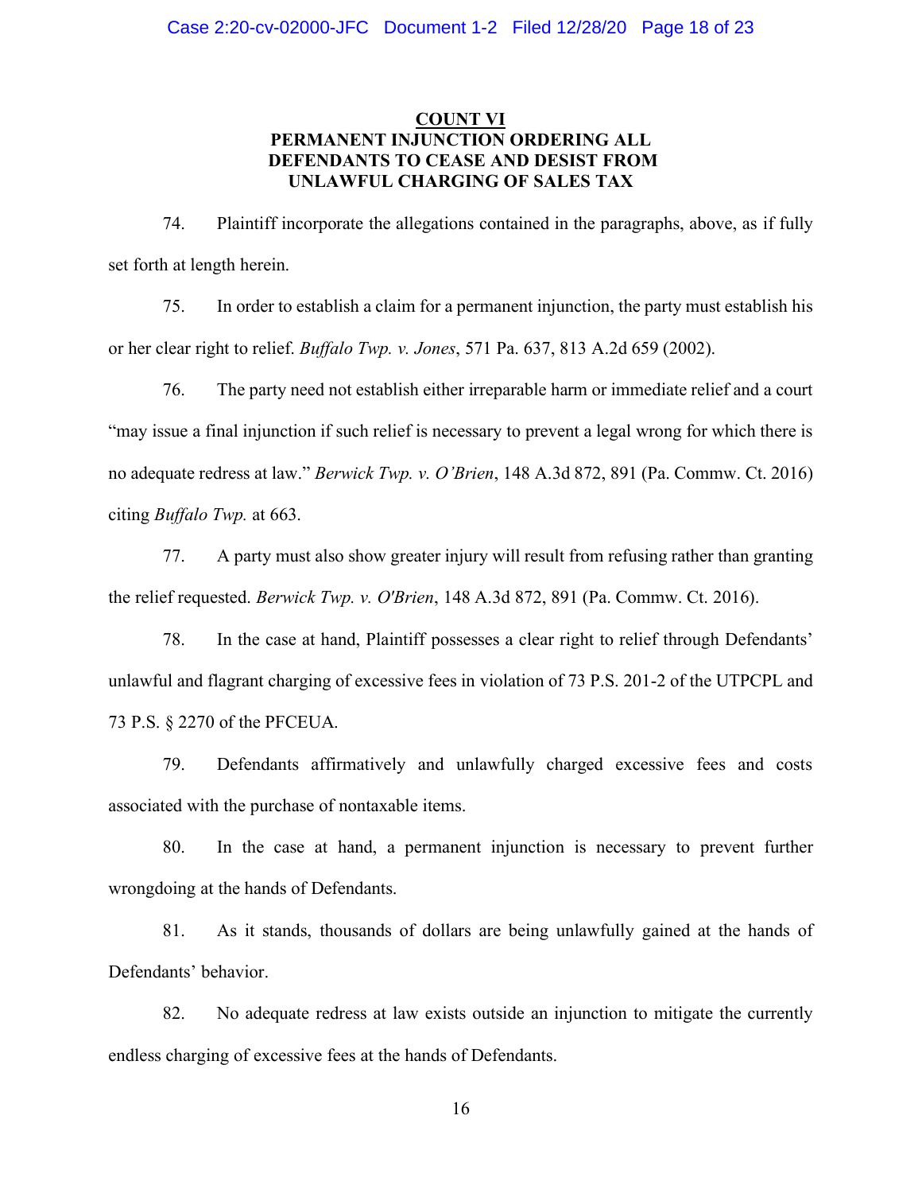## COUNT VI
## PERMANENT INJUNCTION ORDERING ALL DEFENDANTS TO CEASE AND DESIST FROM UNLAWFUL CHARGING OF SALES TAX

74. Plaintiff incorporate the allegations contained in the paragraphs, above, as if fully set forth at length herein.

75. In order to establish a claim for a permanent injunction, the party must establish his or her clear right to relief. *Buffalo Twp. v. Jones*, 571 Pa. 637, 813 A.2d 659 (2002).

76. The party need not establish either irreparable harm or immediate relief and a court "may issue a final injunction if such relief is necessary to prevent a legal wrong for which there is no adequate redress at law." *Berwick Twp. v. O'Brien*, 148 A.3d 872, 891 (Pa. Commw. Ct. 2016) citing *Buffalo Twp.* at 663.

77. A party must also show greater injury will result from refusing rather than granting the relief requested. *Berwick Twp. v. O'Brien*, 148 A.3d 872, 891 (Pa. Commw. Ct. 2016).

78. In the case at hand, Plaintiff possesses a clear right to relief through Defendants' unlawful and flagrant charging of excessive fees in violation of 73 P.S. 201-2 of the UTPCPL and 73 P.S. § 2270 of the PFCEUA.

79. Defendants affirmatively and unlawfully charged excessive fees and costs associated with the purchase of nontaxable items.

80. In the case at hand, a permanent injunction is necessary to prevent further wrongdoing at the hands of Defendants.

81. As it stands, thousands of dollars are being unlawfully gained at the hands of Defendants' behavior.

82. No adequate redress at law exists outside an injunction to mitigate the currently endless charging of excessive fees at the hands of Defendants.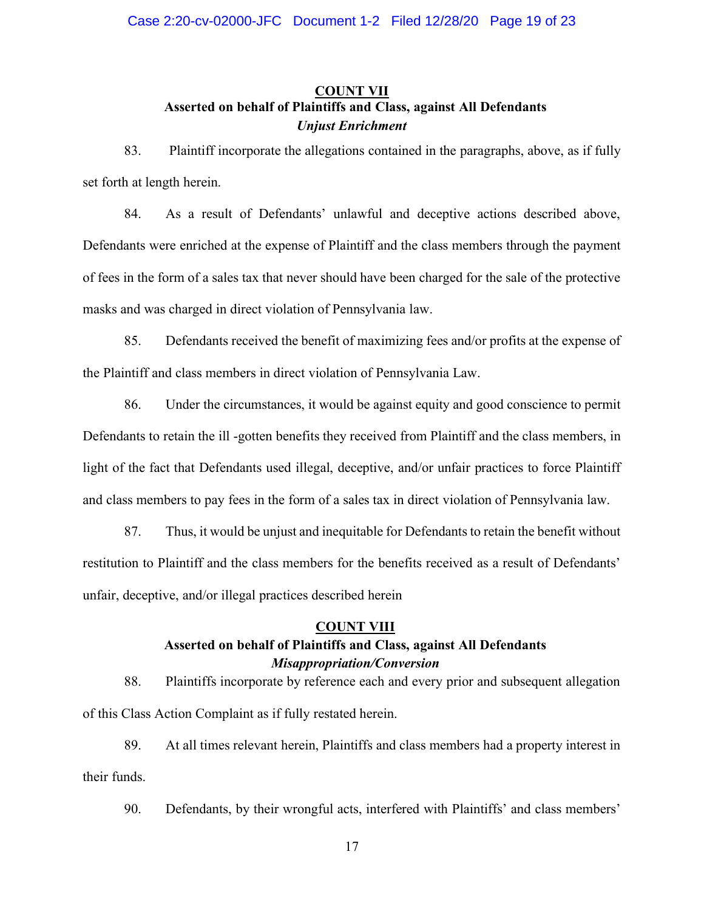## COUNT VII

### Asserted on behalf of Plaintiffs and Class, against All Defendants

***Unjust Enrichment***

83. Plaintiff incorporate the allegations contained in the paragraphs, above, as if fully set forth at length herein.

84. As a result of Defendants' unlawful and deceptive actions described above, Defendants were enriched at the expense of Plaintiff and the class members through the payment of fees in the form of a sales tax that never should have been charged for the sale of the protective masks and was charged in direct violation of Pennsylvania law.

85. Defendants received the benefit of maximizing fees and/or profits at the expense of the Plaintiff and class members in direct violation of Pennsylvania Law.

86. Under the circumstances, it would be against equity and good conscience to permit Defendants to retain the ill -gotten benefits they received from Plaintiff and the class members, in light of the fact that Defendants used illegal, deceptive, and/or unfair practices to force Plaintiff and class members to pay fees in the form of a sales tax in direct violation of Pennsylvania law.

87. Thus, it would be unjust and inequitable for Defendants to retain the benefit without restitution to Plaintiff and the class members for the benefits received as a result of Defendants' unfair, deceptive, and/or illegal practices described herein

## COUNT VIII

### Asserted on behalf of Plaintiffs and Class, against All Defendants

***Misappropriation/Conversion***

88. Plaintiffs incorporate by reference each and every prior and subsequent allegation of this Class Action Complaint as if fully restated herein.

89. At all times relevant herein, Plaintiffs and class members had a property interest in their funds.

90. Defendants, by their wrongful acts, interfered with Plaintiffs' and class members'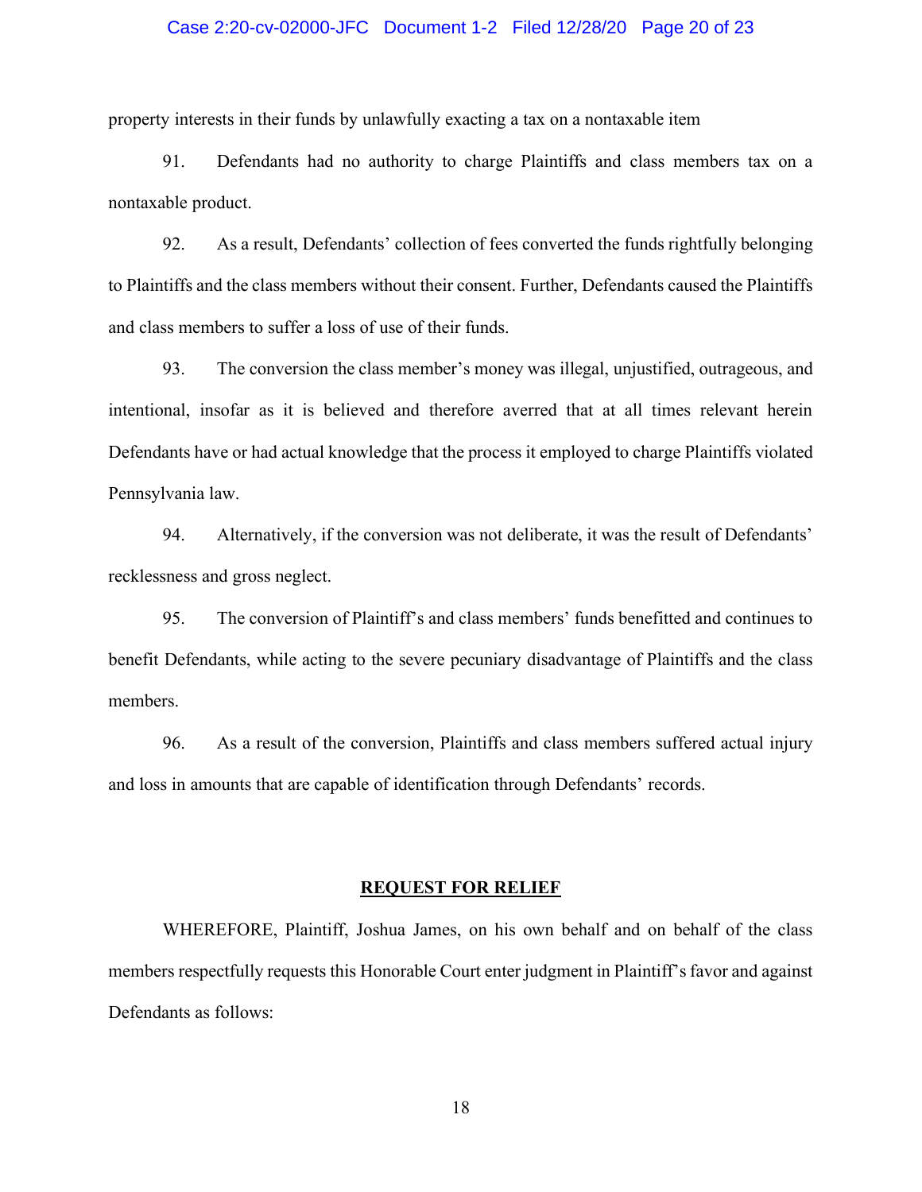property interests in their funds by unlawfully exacting a tax on a nontaxable item

91. Defendants had no authority to charge Plaintiffs and class members tax on a nontaxable product.

92. As a result, Defendants' collection of fees converted the funds rightfully belonging to Plaintiffs and the class members without their consent. Further, Defendants caused the Plaintiffs and class members to suffer a loss of use of their funds.

93. The conversion the class member's money was illegal, unjustified, outrageous, and intentional, insofar as it is believed and therefore averred that at all times relevant herein Defendants have or had actual knowledge that the process it employed to charge Plaintiffs violated Pennsylvania law.

94. Alternatively, if the conversion was not deliberate, it was the result of Defendants' recklessness and gross neglect.

95. The conversion of Plaintiff's and class members' funds benefitted and continues to benefit Defendants, while acting to the severe pecuniary disadvantage of Plaintiffs and the class members.

96. As a result of the conversion, Plaintiffs and class members suffered actual injury and loss in amounts that are capable of identification through Defendants' records.

## REQUEST FOR RELIEF

WHEREFORE, Plaintiff, Joshua James, on his own behalf and on behalf of the class members respectfully requests this Honorable Court enter judgment in Plaintiff's favor and against Defendants as follows: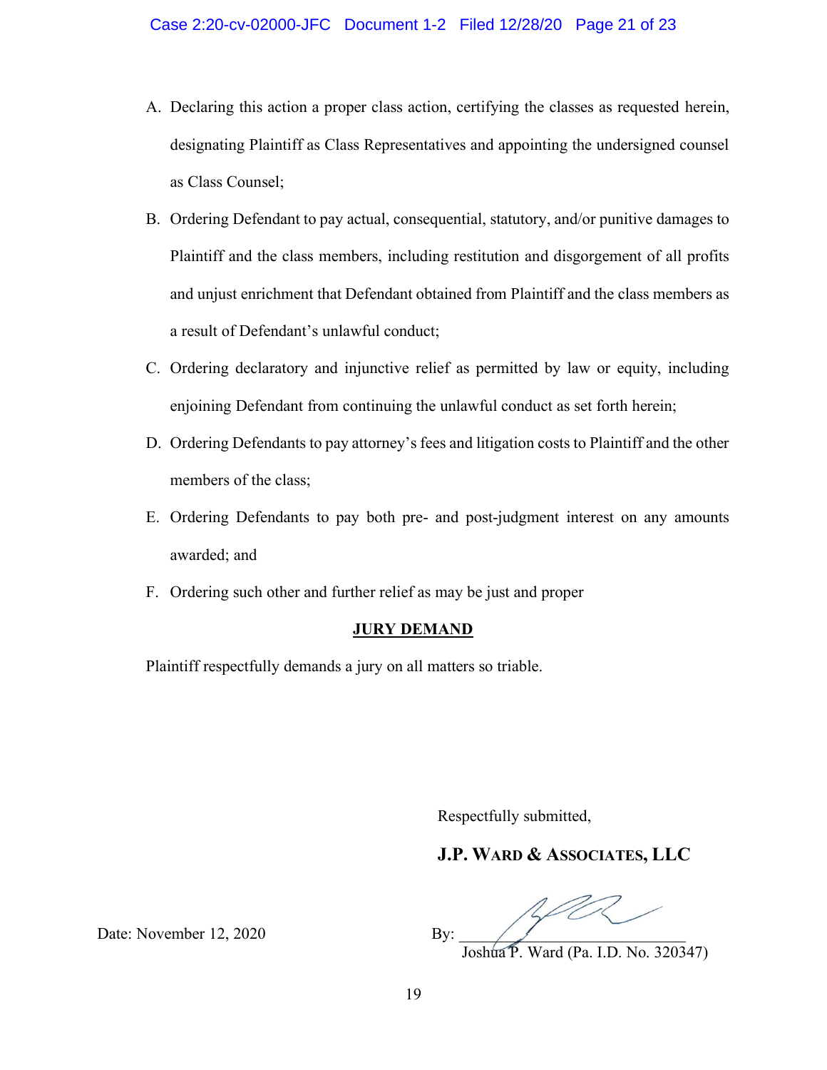A. Declaring this action a proper class action, certifying the classes as requested herein, designating Plaintiff as Class Representatives and appointing the undersigned counsel as Class Counsel;

B. Ordering Defendant to pay actual, consequential, statutory, and/or punitive damages to Plaintiff and the class members, including restitution and disgorgement of all profits and unjust enrichment that Defendant obtained from Plaintiff and the class members as a result of Defendant's unlawful conduct;

C. Ordering declaratory and injunctive relief as permitted by law or equity, including enjoining Defendant from continuing the unlawful conduct as set forth herein;

D. Ordering Defendants to pay attorney's fees and litigation costs to Plaintiff and the other members of the class;

E. Ordering Defendants to pay both pre- and post-judgment interest on any amounts awarded; and

F. Ordering such other and further relief as may be just and proper

**JURY DEMAND**

Plaintiff respectfully demands a jury on all matters so triable.

Respectfully submitted,

**J.P. WARD & ASSOCIATES, LLC**

Date: November 12, 2020

By: ______________________________
Joshua P. Ward (Pa. I.D. No. 320347)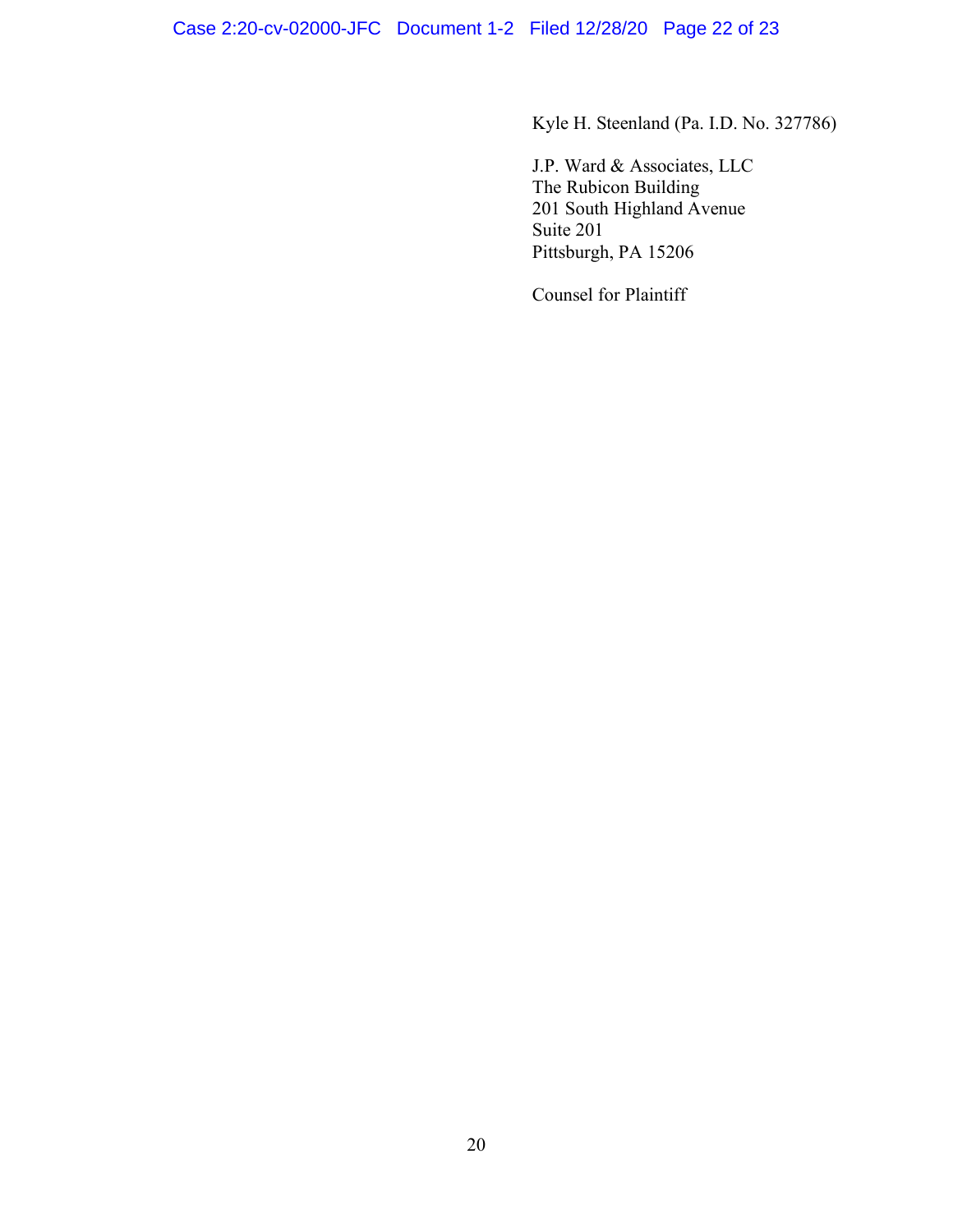Kyle H. Steenland (Pa. I.D. No. 327786)

J.P. Ward & Associates, LLC
The Rubicon Building
201 South Highland Avenue
Suite 201
Pittsburgh, PA 15206

Counsel for Plaintiff